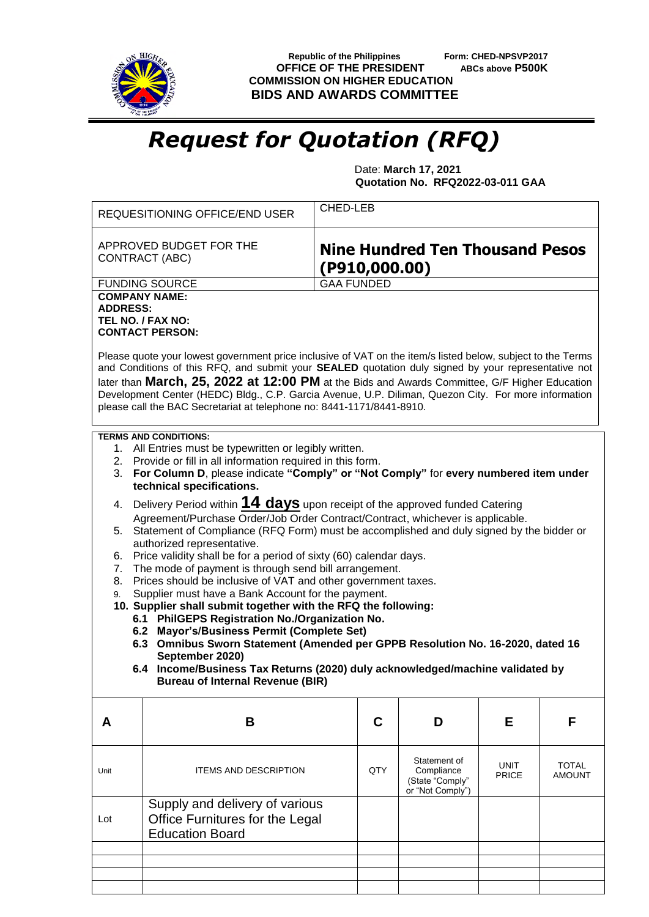Republic of the Philippines
**OFFICE OF THE PRESIDENT**
**COMMISSION ON HIGHER EDUCATION**
**BIDS AND AWARDS COMMITTEE**

Form: CHED-NPSVP2017
ABCs above **P500K**

# *Request for Quotation (RFQ)*

Date: **March 17, 2021**
**Quotation No. RFQ2022-03-011 GAA**

| | |
|---|---|
| REQUESITIONING OFFICE/END USER | CHED-LEB |
| APPROVED BUDGET FOR THE CONTRACT (ABC) | **Nine Hundred Ten Thousand Pesos (P910,000.00)** |
| FUNDING SOURCE | GAA FUNDED |

**COMPANY NAME:**
**ADDRESS:**
**TEL NO. / FAX NO:**
**CONTACT PERSON:**

Please quote your lowest government price inclusive of VAT on the item/s listed below, subject to the Terms and Conditions of this RFQ, and submit your **SEALED** quotation duly signed by your representative not later than **March, 25, 2022 at 12:00 PM** at the Bids and Awards Committee, G/F Higher Education Development Center (HEDC) Bldg., C.P. Garcia Avenue, U.P. Diliman, Quezon City. For more information please call the BAC Secretariat at telephone no: 8441-1171/8441-8910.

**TERMS AND CONDITIONS:**

1. All Entries must be typewritten or legibly written.
2. Provide or fill in all information required in this form.
3. **For Column D**, please indicate **"Comply" or "Not Comply"** for **every numbered item under technical specifications.**
4. Delivery Period within **14 days** upon receipt of the approved funded Catering Agreement/Purchase Order/Job Order Contract/Contract, whichever is applicable.
5. Statement of Compliance (RFQ Form) must be accomplished and duly signed by the bidder or authorized representative.
6. Price validity shall be for a period of sixty (60) calendar days.
7. The mode of payment is through send bill arrangement.
8. Prices should be inclusive of VAT and other government taxes.
9. Supplier must have a Bank Account for the payment.
10. **Supplier shall submit together with the RFQ the following:**
    - **6.1 PhilGEPS Registration No./Organization No.**
    - **6.2 Mayor's/Business Permit (Complete Set)**
    - **6.3 Omnibus Sworn Statement (Amended per GPPB Resolution No. 16-2020, dated 16 September 2020)**
    - **6.4 Income/Business Tax Returns (2020) duly acknowledged/machine validated by Bureau of Internal Revenue (BIR)**

| A | B | C | D | E | F |
|---|---|---|---|---|---|
| Unit | ITEMS AND DESCRIPTION | QTY | Statement of Compliance (State "Comply" or "Not Comply") | UNIT PRICE | TOTAL AMOUNT |
| Lot | Supply and delivery of various Office Furnitures for the Legal Education Board | | | | |
| | | | | | |
| | | | | | |
| | | | | | |
| | | | | | |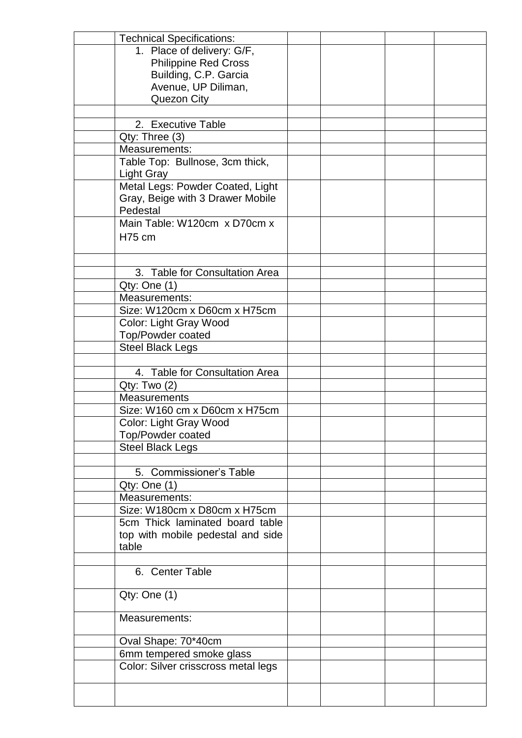| | | | | | |
|---|---|---|---|---|---|
| | Technical Specifications: | | | | |
| | 1. Place of delivery: G/F, Philippine Red Cross Building, C.P. Garcia Avenue, UP Diliman, Quezon City | | | | |
| | | | | | |
| | 2. Executive Table | | | | |
| | Qty: Three (3) | | | | |
| | Measurements: | | | | |
| | Table Top: Bullnose, 3cm thick, Light Gray | | | | |
| | Metal Legs: Powder Coated, Light Gray, Beige with 3 Drawer Mobile Pedestal | | | | |
| | Main Table: W120cm x D70cm x H75 cm | | | | |
| | | | | | |
| | 3. Table for Consultation Area | | | | |
| | Qty: One (1) | | | | |
| | Measurements: | | | | |
| | Size: W120cm x D60cm x H75cm | | | | |
| | Color: Light Gray Wood Top/Powder coated | | | | |
| | Steel Black Legs | | | | |
| | | | | | |
| | 4. Table for Consultation Area | | | | |
| | Qty: Two (2) | | | | |
| | Measurements | | | | |
| | Size: W160 cm x D60cm x H75cm | | | | |
| | Color: Light Gray Wood Top/Powder coated | | | | |
| | Steel Black Legs | | | | |
| | | | | | |
| | 5. Commissioner's Table | | | | |
| | Qty: One (1) | | | | |
| | Measurements: | | | | |
| | Size: W180cm x D80cm x H75cm | | | | |
| | 5cm Thick laminated board table top with mobile pedestal and side table | | | | |
| | | | | | |
| | 6. Center Table | | | | |
| | Qty: One (1) | | | | |
| | Measurements: | | | | |
| | Oval Shape: 70*40cm | | | | |
| | 6mm tempered smoke glass | | | | |
| | Color: Silver crisscross metal legs | | | | |
| | | | | | |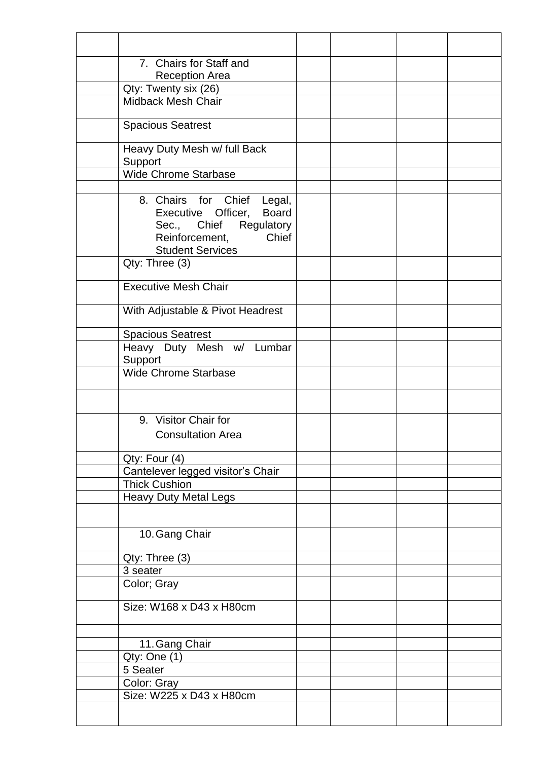| | | | | | |
|---|---|---|---|---|---|
| | | | | | |
| | 7. Chairs for Staff and Reception Area | | | | |
| | Qty: Twenty six (26) | | | | |
| | Midback Mesh Chair | | | | |
| | Spacious Seatrest | | | | |
| | Heavy Duty Mesh w/ full Back Support | | | | |
| | Wide Chrome Starbase | | | | |
| | | | | | |
| | 8. Chairs for Chief Legal, Executive Officer, Board Sec., Chief Regulatory Reinforcement, Chief Student Services | | | | |
| | Qty: Three (3) | | | | |
| | Executive Mesh Chair | | | | |
| | With Adjustable & Pivot Headrest | | | | |
| | Spacious Seatrest | | | | |
| | Heavy Duty Mesh w/ Lumbar Support | | | | |
| | Wide Chrome Starbase | | | | |
| | | | | | |
| | 9. Visitor Chair for Consultation Area | | | | |
| | Qty: Four (4) | | | | |
| | Cantelever legged visitor's Chair | | | | |
| | Thick Cushion | | | | |
| | Heavy Duty Metal Legs | | | | |
| | | | | | |
| | 10. Gang Chair | | | | |
| | Qty: Three (3) | | | | |
| | 3 seater | | | | |
| | Color; Gray | | | | |
| | Size: W168 x D43 x H80cm | | | | |
| | | | | | |
| | 11. Gang Chair | | | | |
| | Qty: One (1) | | | | |
| | 5 Seater | | | | |
| | Color: Gray | | | | |
| | Size: W225 x D43 x H80cm | | | | |
| | | | | | |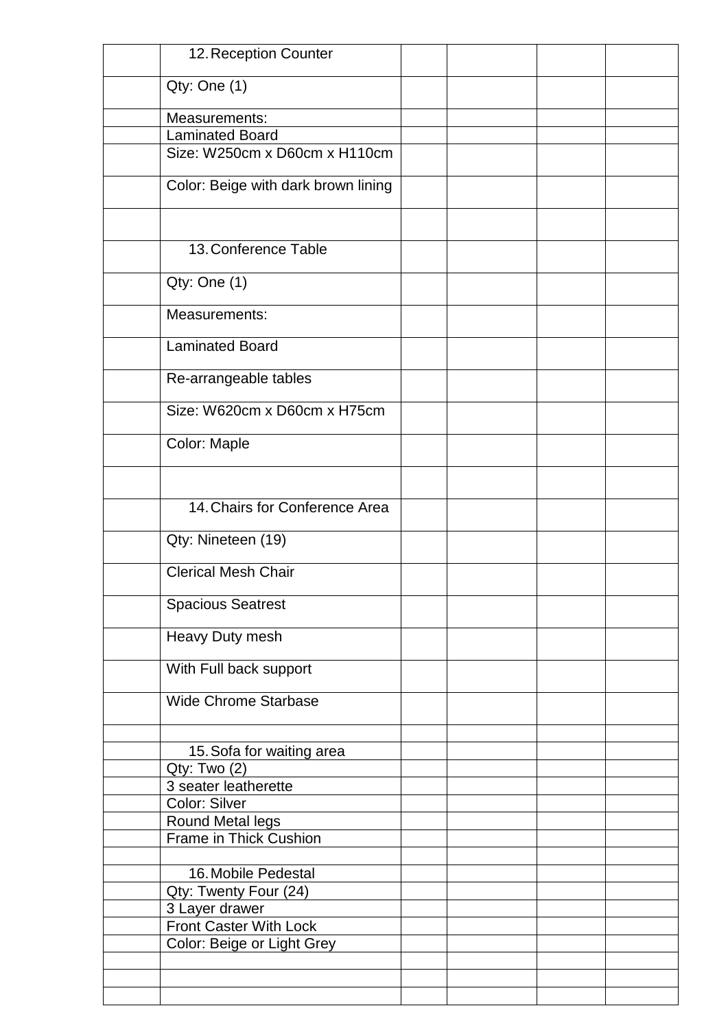| | | | | | |
|---|---|---|---|---|---|
| | 12. Reception Counter | | | | |
| | Qty: One (1) | | | | |
| | Measurements: | | | | |
| | Laminated Board | | | | |
| | Size: W250cm x D60cm x H110cm | | | | |
| | Color: Beige with dark brown lining | | | | |
| | | | | | |
| | 13. Conference Table | | | | |
| | Qty: One (1) | | | | |
| | Measurements: | | | | |
| | Laminated Board | | | | |
| | Re-arrangeable tables | | | | |
| | Size: W620cm x D60cm x H75cm | | | | |
| | Color: Maple | | | | |
| | | | | | |
| | 14. Chairs for Conference Area | | | | |
| | Qty: Nineteen (19) | | | | |
| | Clerical Mesh Chair | | | | |
| | Spacious Seatrest | | | | |
| | Heavy Duty mesh | | | | |
| | With Full back support | | | | |
| | Wide Chrome Starbase | | | | |
| | | | | | |
| | 15. Sofa for waiting area | | | | |
| | Qty: Two (2) | | | | |
| | 3 seater leatherette | | | | |
| | Color: Silver | | | | |
| | Round Metal legs | | | | |
| | Frame in Thick Cushion | | | | |
| | | | | | |
| | 16. Mobile Pedestal | | | | |
| | Qty: Twenty Four (24) | | | | |
| | 3 Layer drawer | | | | |
| | Front Caster With Lock | | | | |
| | Color: Beige or Light Grey | | | | |
| | | | | | |
| | | | | | |
| | | | | | |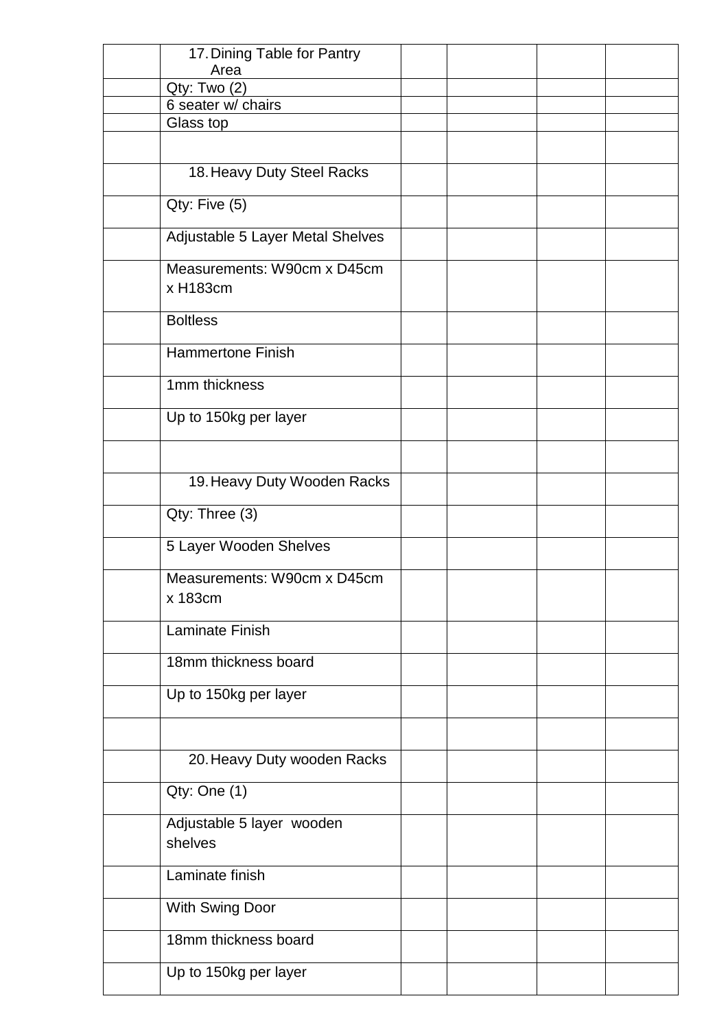| | | | | | |
|---|---|---|---|---|---|
| | 17. Dining Table for Pantry Area | | | | |
| | Qty: Two (2) | | | | |
| | 6 seater w/ chairs | | | | |
| | Glass top | | | | |
| | | | | | |
| | 18. Heavy Duty Steel Racks | | | | |
| | Qty: Five (5) | | | | |
| | Adjustable 5 Layer Metal Shelves | | | | |
| | Measurements: W90cm x D45cm x H183cm | | | | |
| | Boltless | | | | |
| | Hammertone Finish | | | | |
| | 1mm thickness | | | | |
| | Up to 150kg per layer | | | | |
| | | | | | |
| | 19. Heavy Duty Wooden Racks | | | | |
| | Qty: Three (3) | | | | |
| | 5 Layer Wooden Shelves | | | | |
| | Measurements: W90cm x D45cm x 183cm | | | | |
| | Laminate Finish | | | | |
| | 18mm thickness board | | | | |
| | Up to 150kg per layer | | | | |
| | | | | | |
| | 20. Heavy Duty wooden Racks | | | | |
| | Qty: One (1) | | | | |
| | Adjustable 5 layer wooden shelves | | | | |
| | Laminate finish | | | | |
| | With Swing Door | | | | |
| | 18mm thickness board | | | | |
| | Up to 150kg per layer | | | | |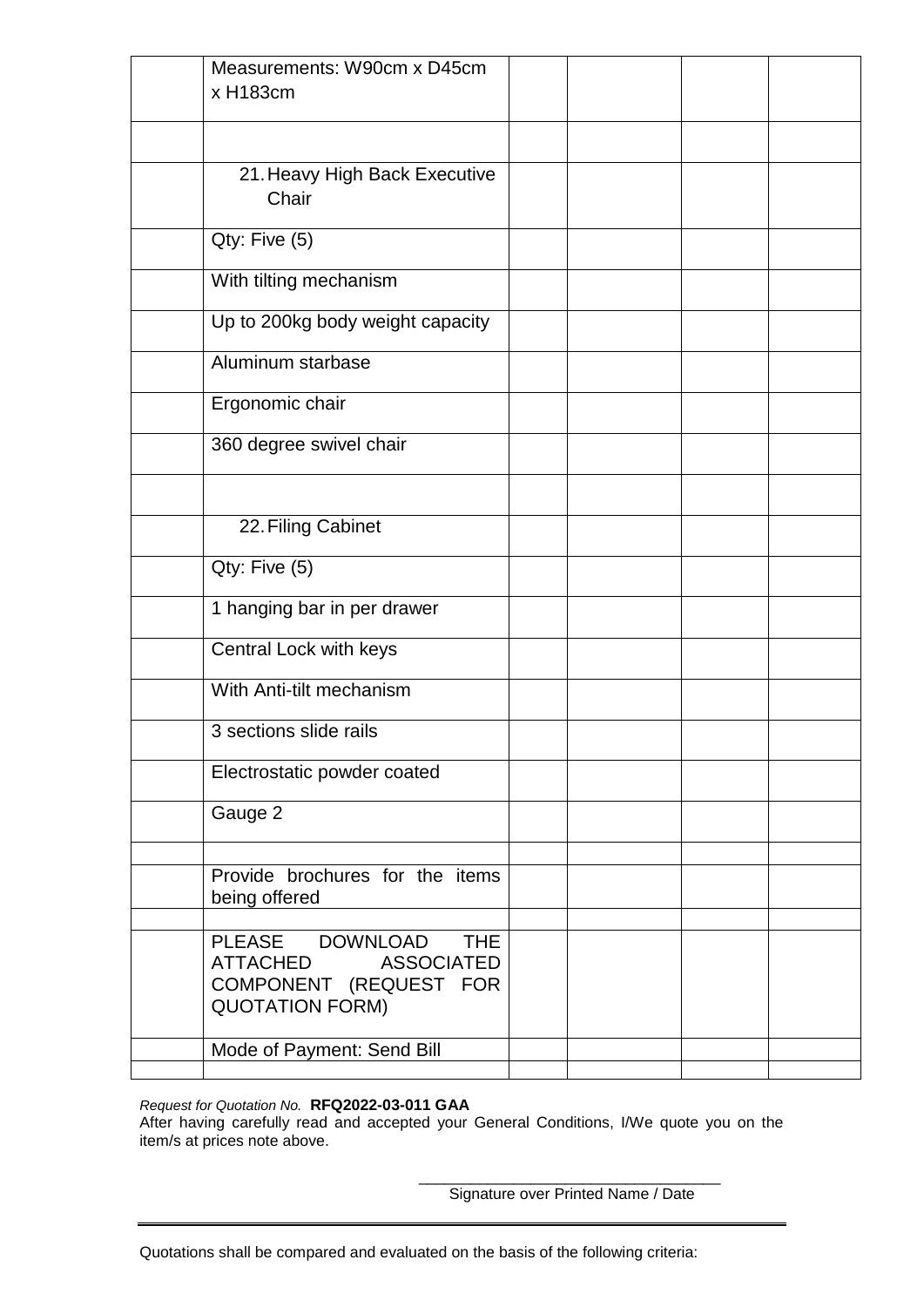| | | | | | |
|---|---|---|---|---|---|
| | Measurements: W90cm x D45cm x H183cm | | | | |
| | | | | | |
| | 21. Heavy High Back Executive Chair | | | | |
| | Qty: Five (5) | | | | |
| | With tilting mechanism | | | | |
| | Up to 200kg body weight capacity | | | | |
| | Aluminum starbase | | | | |
| | Ergonomic chair | | | | |
| | 360 degree swivel chair | | | | |
| | | | | | |
| | 22. Filing Cabinet | | | | |
| | Qty: Five (5) | | | | |
| | 1 hanging bar in per drawer | | | | |
| | Central Lock with keys | | | | |
| | With Anti-tilt mechanism | | | | |
| | 3 sections slide rails | | | | |
| | Electrostatic powder coated | | | | |
| | Gauge 2 | | | | |
| | | | | | |
| | Provide brochures for the items being offered | | | | |
| | | | | | |
| | PLEASE DOWNLOAD THE ATTACHED ASSOCIATED COMPONENT (REQUEST FOR QUOTATION FORM) | | | | |
| | Mode of Payment: Send Bill | | | | |
| | | | | | |

*Request for Quotation No.* **RFQ2022-03-011 GAA**

After having carefully read and accepted your General Conditions, I/We quote you on the item/s at prices note above.

\_\_\_\_\_\_\_\_\_\_\_\_\_\_\_\_\_\_\_\_\_\_\_\_\_\_\_\_\_\_\_\_\_\_\_

Signature over Printed Name / Date

---

Quotations shall be compared and evaluated on the basis of the following criteria: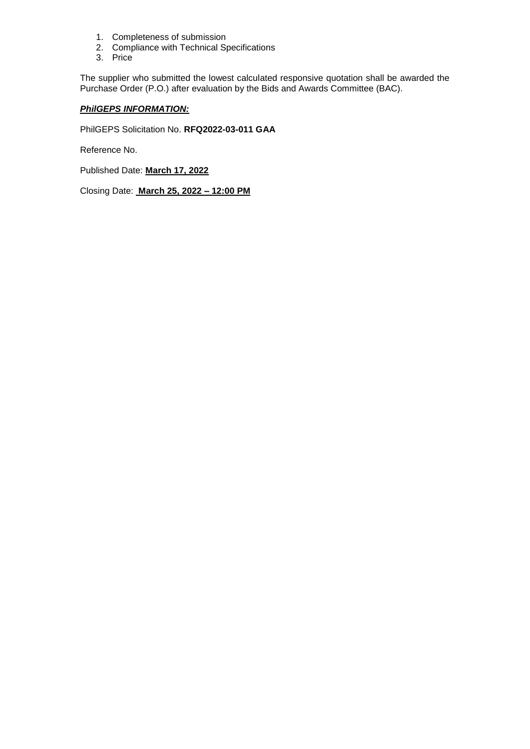1. Completeness of submission
2. Compliance with Technical Specifications
3. Price

The supplier who submitted the lowest calculated responsive quotation shall be awarded the Purchase Order (P.O.) after evaluation by the Bids and Awards Committee (BAC).

***PhilGEPS INFORMATION:***

PhilGEPS Solicitation No. **RFQ2022-03-011 GAA**

Reference No.

Published Date: **March 17, 2022**

Closing Date: **March 25, 2022 – 12:00 PM**